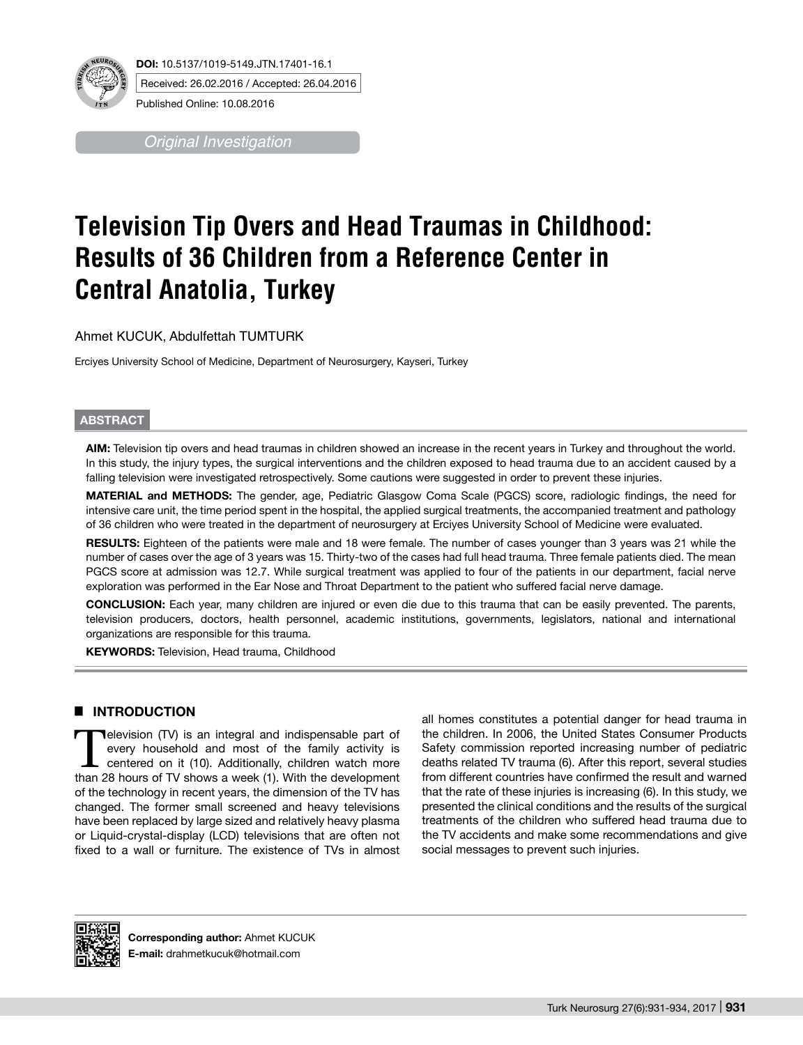**DOI:** 10.5137/1019-5149.JTN.17401-16.1

Received: 26.02.2016 / Accepted: 26.04.2016

Published Online: 10.08.2016

*Original Investigation*

# Television Tip Overs and Head Traumas in Childhood: Results of 36 Children from a Reference Center in Central Anatolia, Turkey

Ahmet KUCUK, Abdulfettah TUMTURK

Erciyes University School of Medicine, Department of Neurosurgery, Kayseri, Turkey

## ABSTRACT

**AIM:** Television tip overs and head traumas in children showed an increase in the recent years in Turkey and throughout the world. In this study, the injury types, the surgical interventions and the children exposed to head trauma due to an accident caused by a falling television were investigated retrospectively. Some cautions were suggested in order to prevent these injuries.

**MATERIAL and METHODS:** The gender, age, Pediatric Glasgow Coma Scale (PGCS) score, radiologic findings, the need for intensive care unit, the time period spent in the hospital, the applied surgical treatments, the accompanied treatment and pathology of 36 children who were treated in the department of neurosurgery at Erciyes University School of Medicine were evaluated.

**RESULTS:** Eighteen of the patients were male and 18 were female. The number of cases younger than 3 years was 21 while the number of cases over the age of 3 years was 15. Thirty-two of the cases had full head trauma. Three female patients died. The mean PGCS score at admission was 12.7. While surgical treatment was applied to four of the patients in our department, facial nerve exploration was performed in the Ear Nose and Throat Department to the patient who suffered facial nerve damage.

**CONCLUSION:** Each year, many children are injured or even die due to this trauma that can be easily prevented. The parents, television producers, doctors, health personnel, academic institutions, governments, legislators, national and international organizations are responsible for this trauma.

**KEYWORDS:** Television, Head trauma, Childhood

## INTRODUCTION

Television (TV) is an integral and indispensable part of every household and most of the family activity is centered on it (10). Additionally, children watch more than 28 hours of TV shows a week (1). With the development of the technology in recent years, the dimension of the TV has changed. The former small screened and heavy televisions have been replaced by large sized and relatively heavy plasma or Liquid-crystal-display (LCD) televisions that are often not fixed to a wall or furniture. The existence of TVs in almost all homes constitutes a potential danger for head trauma in the children. In 2006, the United States Consumer Products Safety commission reported increasing number of pediatric deaths related TV trauma (6). After this report, several studies from different countries have confirmed the result and warned that the rate of these injuries is increasing (6). In this study, we presented the clinical conditions and the results of the surgical treatments of the children who suffered head trauma due to the TV accidents and make some recommendations and give social messages to prevent such injuries.

**Corresponding author:** Ahmet KUCUK
**E-mail:** drahmetkucuk@hotmail.com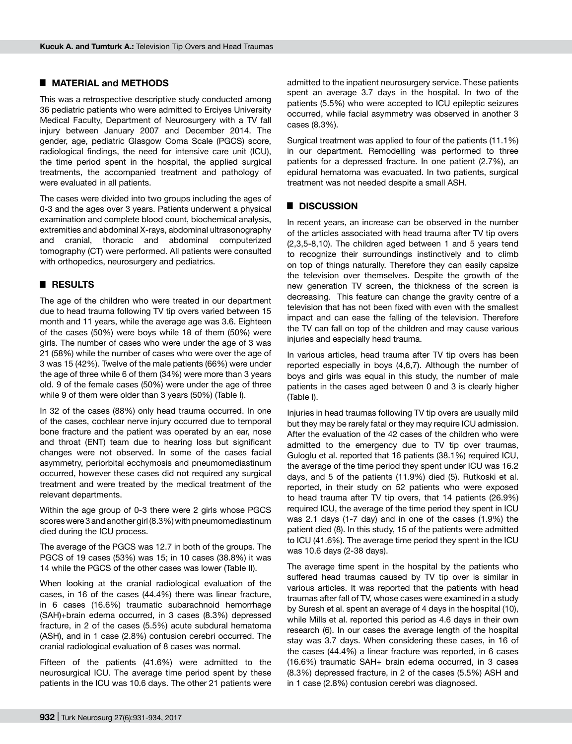## MATERIAL and METHODS

This was a retrospective descriptive study conducted among 36 pediatric patients who were admitted to Erciyes University Medical Faculty, Department of Neurosurgery with a TV fall injury between January 2007 and December 2014. The gender, age, pediatric Glasgow Coma Scale (PGCS) score, radiological findings, the need for intensive care unit (ICU), the time period spent in the hospital, the applied surgical treatments, the accompanied treatment and pathology of were evaluated in all patients.

The cases were divided into two groups including the ages of 0-3 and the ages over 3 years. Patients underwent a physical examination and complete blood count, biochemical analysis, extremities and abdominal X-rays, abdominal ultrasonography and cranial, thoracic and abdominal computerized tomography (CT) were performed. All patients were consulted with orthopedics, neurosurgery and pediatrics.

## RESULTS

The age of the children who were treated in our department due to head trauma following TV tip overs varied between 15 month and 11 years, while the average age was 3.6. Eighteen of the cases (50%) were boys while 18 of them (50%) were girls. The number of cases who were under the age of 3 was 21 (58%) while the number of cases who were over the age of 3 was 15 (42%). Twelve of the male patients (66%) were under the age of three while 6 of them (34%) were more than 3 years old. 9 of the female cases (50%) were under the age of three while 9 of them were older than 3 years (50%) (Table I).

In 32 of the cases (88%) only head trauma occurred. In one of the cases, cochlear nerve injury occurred due to temporal bone fracture and the patient was operated by an ear, nose and throat (ENT) team due to hearing loss but significant changes were not observed. In some of the cases facial asymmetry, periorbital ecchymosis and pneumomediastinum occurred, however these cases did not required any surgical treatment and were treated by the medical treatment of the relevant departments.

Within the age group of 0-3 there were 2 girls whose PGCS scores were 3 and another girl (8.3%) with pneumomediastinum died during the ICU process.

The average of the PGCS was 12.7 in both of the groups. The PGCS of 19 cases (53%) was 15; in 10 cases (38.8%) it was 14 while the PGCS of the other cases was lower (Table II).

When looking at the cranial radiological evaluation of the cases, in 16 of the cases (44.4%) there was linear fracture, in 6 cases (16.6%) traumatic subarachnoid hemorrhage (SAH)+brain edema occurred, in 3 cases (8.3%) depressed fracture, in 2 of the cases (5.5%) acute subdural hematoma (ASH), and in 1 case (2.8%) contusion cerebri occurred. The cranial radiological evaluation of 8 cases was normal.

Fifteen of the patients (41.6%) were admitted to the neurosurgical ICU. The average time period spent by these patients in the ICU was 10.6 days. The other 21 patients were admitted to the inpatient neurosurgery service. These patients spent an average 3.7 days in the hospital. In two of the patients (5.5%) who were accepted to ICU epileptic seizures occurred, while facial asymmetry was observed in another 3 cases (8.3%).

Surgical treatment was applied to four of the patients (11.1%) in our department. Remodelling was performed to three patients for a depressed fracture. In one patient (2.7%), an epidural hematoma was evacuated. In two patients, surgical treatment was not needed despite a small ASH.

## DISCUSSION

In recent years, an increase can be observed in the number of the articles associated with head trauma after TV tip overs (2,3,5-8,10). The children aged between 1 and 5 years tend to recognize their surroundings instinctively and to climb on top of things naturally. Therefore they can easily capsize the television over themselves. Despite the growth of the new generation TV screen, the thickness of the screen is decreasing. This feature can change the gravity centre of a television that has not been fixed with even with the smallest impact and can ease the falling of the television. Therefore the TV can fall on top of the children and may cause various injuries and especially head trauma.

In various articles, head trauma after TV tip overs has been reported especially in boys (4,6,7). Although the number of boys and girls was equal in this study, the number of male patients in the cases aged between 0 and 3 is clearly higher (Table I).

Injuries in head traumas following TV tip overs are usually mild but they may be rarely fatal or they may require ICU admission. After the evaluation of the 42 cases of the children who were admitted to the emergency due to TV tip over traumas, Guloglu et al. reported that 16 patients (38.1%) required ICU, the average of the time period they spent under ICU was 16.2 days, and 5 of the patients (11.9%) died (5). Rutkoski et al. reported, in their study on 52 patients who were exposed to head trauma after TV tip overs, that 14 patients (26.9%) required ICU, the average of the time period they spent in ICU was 2.1 days (1-7 day) and in one of the cases (1.9%) the patient died (8). In this study, 15 of the patients were admitted to ICU (41.6%). The average time period they spent in the ICU was 10.6 days (2-38 days).

The average time spent in the hospital by the patients who suffered head traumas caused by TV tip over is similar in various articles. It was reported that the patients with head traumas after fall of TV, whose cases were examined in a study by Suresh et al. spent an average of 4 days in the hospital (10), while Mills et al. reported this period as 4.6 days in their own research (6). In our cases the average length of the hospital stay was 3.7 days. When considering these cases, in 16 of the cases (44.4%) a linear fracture was reported, in 6 cases (16.6%) traumatic SAH+ brain edema occurred, in 3 cases (8.3%) depressed fracture, in 2 of the cases (5.5%) ASH and in 1 case (2.8%) contusion cerebri was diagnosed.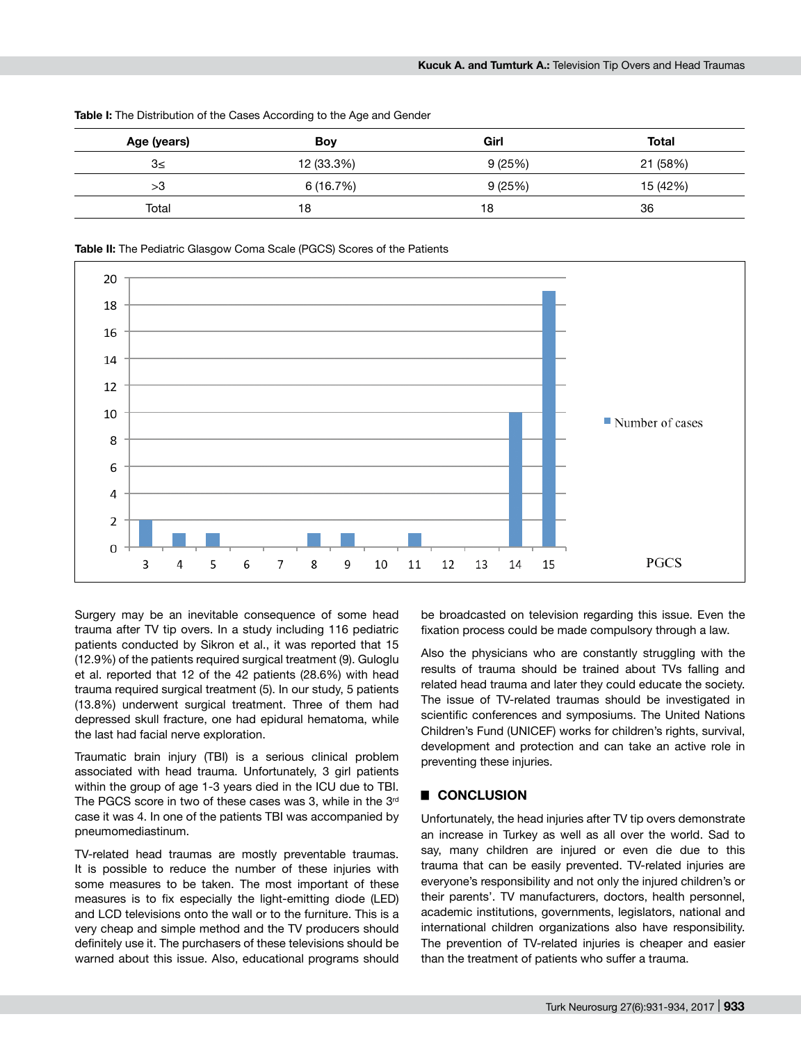**Table I:** The Distribution of the Cases According to the Age and Gender

| Age (years) | Boy | Girl | Total |
|---|---|---|---|
| 3≤ | 12 (33.3%) | 9 (25%) | 21 (58%) |
| >3 | 6 (16.7%) | 9 (25%) | 15 (42%) |
| Total | 18 | 18 | 36 |

**Table II:** The Pediatric Glasgow Coma Scale (PGCS) Scores of the Patients

| PGCS | 3 | 4 | 5 | 6 | 7 | 8 | 9 | 10 | 11 | 12 | 13 | 14 | 15 |
|---|---|---|---|---|---|---|---|---|---|---|---|---|---|
| Number of cases | 2 | 1 | 1 | 0 | 0 | 1 | 1 | 0 | 1 | 0 | 0 | 10 | 19 |

Surgery may be an inevitable consequence of some head trauma after TV tip overs. In a study including 116 pediatric patients conducted by Sikron et al., it was reported that 15 (12.9%) of the patients required surgical treatment (9). Guloglu et al. reported that 12 of the 42 patients (28.6%) with head trauma required surgical treatment (5). In our study, 5 patients (13.8%) underwent surgical treatment. Three of them had depressed skull fracture, one had epidural hematoma, while the last had facial nerve exploration.

Traumatic brain injury (TBI) is a serious clinical problem associated with head trauma. Unfortunately, 3 girl patients within the group of age 1-3 years died in the ICU due to TBI. The PGCS score in two of these cases was 3, while in the 3rd case it was 4. In one of the patients TBI was accompanied by pneumomediastinum.

TV-related head traumas are mostly preventable traumas. It is possible to reduce the number of these injuries with some measures to be taken. The most important of these measures is to fix especially the light-emitting diode (LED) and LCD televisions onto the wall or to the furniture. This is a very cheap and simple method and the TV producers should definitely use it. The purchasers of these televisions should be warned about this issue. Also, educational programs should be broadcasted on television regarding this issue. Even the fixation process could be made compulsory through a law.

Also the physicians who are constantly struggling with the results of trauma should be trained about TVs falling and related head trauma and later they could educate the society. The issue of TV-related traumas should be investigated in scientific conferences and symposiums. The United Nations Children's Fund (UNICEF) works for children's rights, survival, development and protection and can take an active role in preventing these injuries.

## CONCLUSION

Unfortunately, the head injuries after TV tip overs demonstrate an increase in Turkey as well as all over the world. Sad to say, many children are injured or even die due to this trauma that can be easily prevented. TV-related injuries are everyone's responsibility and not only the injured children's or their parents'. TV manufacturers, doctors, health personnel, academic institutions, governments, legislators, national and international children organizations also have responsibility. The prevention of TV-related injuries is cheaper and easier than the treatment of patients who suffer a trauma.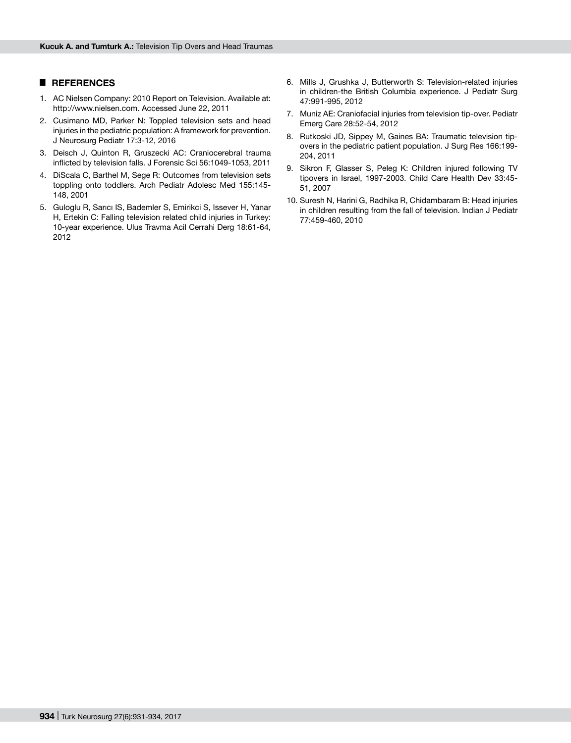## REFERENCES

1. AC Nielsen Company: 2010 Report on Television. Available at: http://www.nielsen.com. Accessed June 22, 2011
2. Cusimano MD, Parker N: Toppled television sets and head injuries in the pediatric population: A framework for prevention. J Neurosurg Pediatr 17:3-12, 2016
3. Deisch J, Quinton R, Gruszecki AC: Craniocerebral trauma inflicted by television falls. J Forensic Sci 56:1049-1053, 2011
4. DiScala C, Barthel M, Sege R: Outcomes from television sets toppling onto toddlers. Arch Pediatr Adolesc Med 155:145-148, 2001
5. Guloglu R, Sarıcı IS, Bademler S, Emirikci S, Issever H, Yanar H, Ertekin C: Falling television related child injuries in Turkey: 10-year experience. Ulus Travma Acil Cerrahi Derg 18:61-64, 2012
6. Mills J, Grushka J, Butterworth S: Television-related injuries in children-the British Columbia experience. J Pediatr Surg 47:991-995, 2012
7. Muniz AE: Craniofacial injuries from television tip-over. Pediatr Emerg Care 28:52-54, 2012
8. Rutkoski JD, Sippey M, Gaines BA: Traumatic television tip-overs in the pediatric patient population. J Surg Res 166:199-204, 2011
9. Sikron F, Glasser S, Peleg K: Children injured following TV tipovers in Israel, 1997-2003. Child Care Health Dev 33:45-51, 2007
10. Suresh N, Harini G, Radhika R, Chidambaram B: Head injuries in children resulting from the fall of television. Indian J Pediatr 77:459-460, 2010